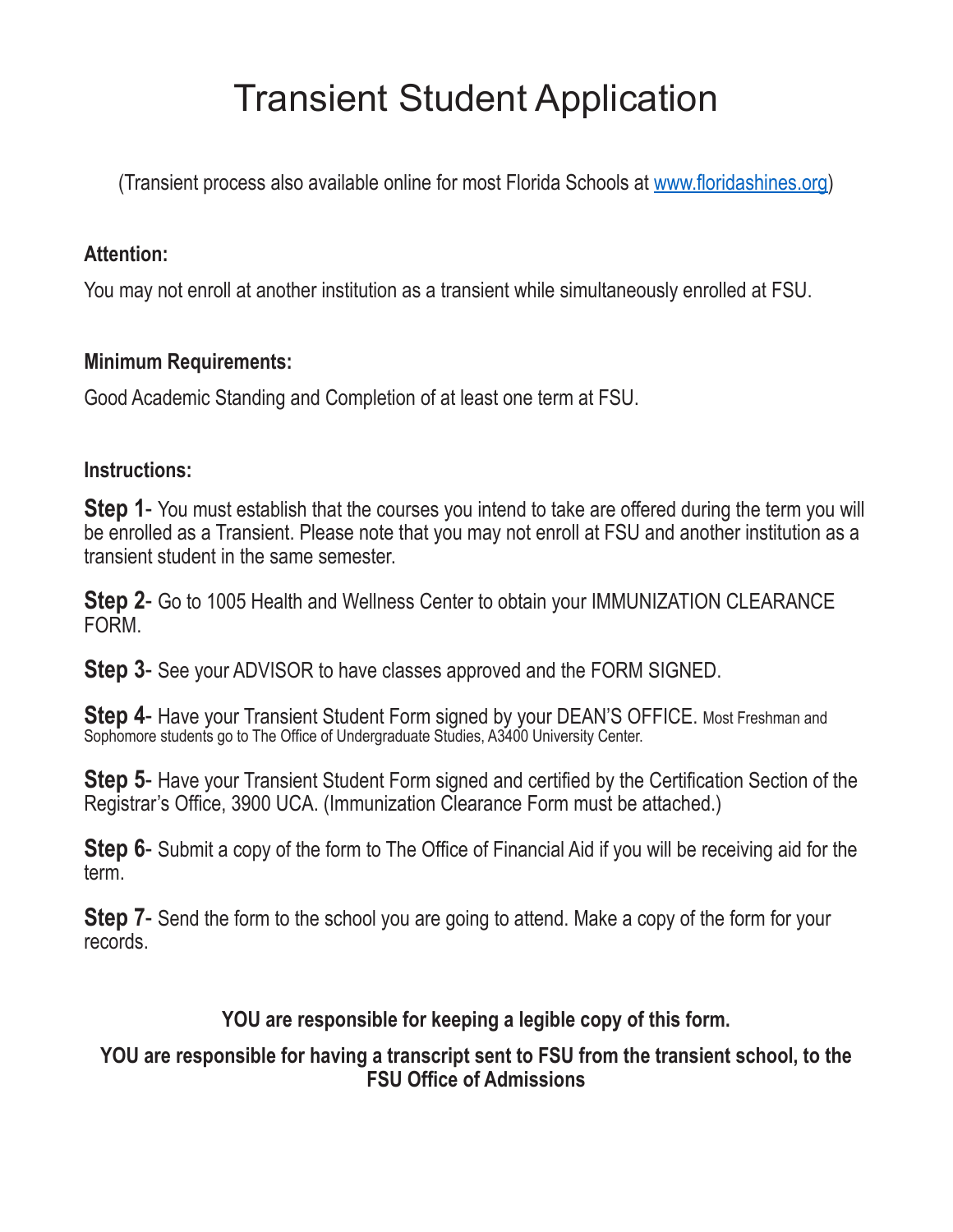# Transient Student Application

(Transient process also available online for most Florida Schools at [www.floridashines.org](http://www.floridashines.org))

**Attention:**

You may not enroll at another institution as a transient while simultaneously enrolled at FSU.

**Minimum Requirements:**

Good Academic Standing and Completion of at least one term at FSU.

**Instructions:**

**Step 1**- You must establish that the courses you intend to take are offered during the term you will be enrolled as a Transient. Please note that you may not enroll at FSU and another institution as a transient student in the same semester.

**Step 2**- Go to 1005 Health and Wellness Center to obtain your IMMUNIZATION CLEARANCE FORM.

**Step 3**- See your ADVISOR to have classes approved and the FORM SIGNED.

**Step 4**- Have your Transient Student Form signed by your DEAN'S OFFICE. Most Freshman and Sophomore students go to The Office of Undergraduate Studies, A3400 University Center.

**Step 5**- Have your Transient Student Form signed and certified by the Certification Section of the Registrar's Office, 3900 UCA. (Immunization Clearance Form must be attached.)

**Step 6**- Submit a copy of the form to The Office of Financial Aid if you will be receiving aid for the term.

**Step 7**- Send the form to the school you are going to attend. Make a copy of the form for your records.

**YOU are responsible for keeping a legible copy of this form.**

**YOU are responsible for having a transcript sent to FSU from the transient school, to the FSU Office of Admissions**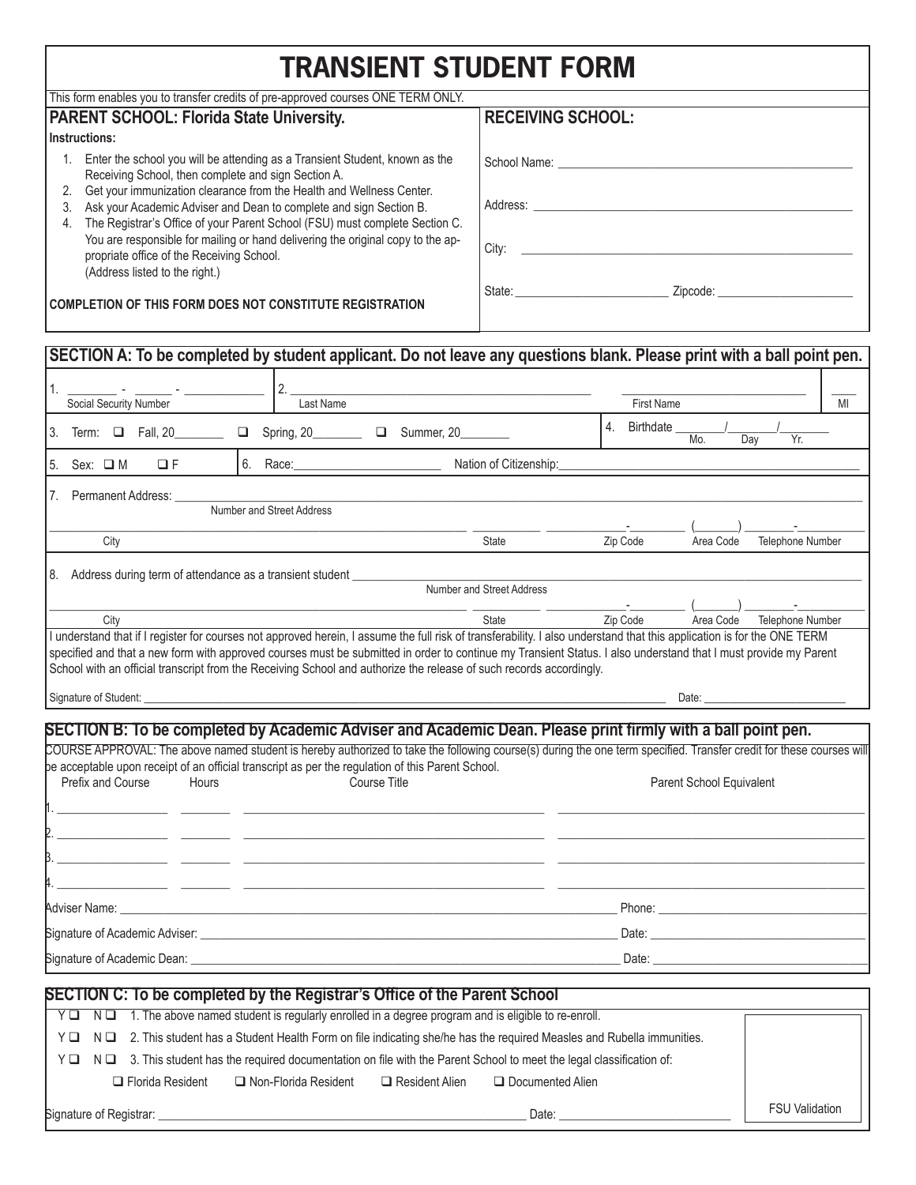# TRANSIENT STUDENT FORM

This form enables you to transfer credits of pre-approved courses ONE TERM ONLY.

## PARENT SCHOOL: Florida State University.

**Instructions:**

1. Enter the school you will be attending as a Transient Student, known as the Receiving School, then complete and sign Section A.
2. Get your immunization clearance from the Health and Wellness Center.
3. Ask your Academic Adviser and Dean to complete and sign Section B.
4. The Registrar's Office of your Parent School (FSU) must complete Section C. You are responsible for mailing or hand delivering the original copy to the appropriate office of the Receiving School. (Address listed to the right.)

**COMPLETION OF THIS FORM DOES NOT CONSTITUTE REGISTRATION**

## RECEIVING SCHOOL:

School Name: ______________________________

Address: ______________________________

City: ______________________________

State: ______________ Zipcode: ______________

## SECTION A: To be completed by student applicant. Do not leave any questions blank. Please print with a ball point pen.

1. ______ - ______ - ______ Social Security Number
2. ______________________ Last Name ______________________ First Name ____ MI
3. Term: ☐ Fall, 20______ ☐ Spring, 20______ ☐ Summer, 20______
4. Birthdate ____/____/____ Mo. Day Yr.
5. Sex: ☐ M ☐ F
6. Race: ______________ Nation of Citizenship: ______________
7. Permanent Address: ______________________ Number and Street Address
   ______________ City ______ State ______ Zip Code (____) ______ Area Code Telephone Number
8. Address during term of attendance as a transient student ______________________ Number and Street Address
   ______________ City ______ State ______ Zip Code (____) ______ Area Code Telephone Number

I understand that if I register for courses not approved herein, I assume the full risk of transferability. I also understand that this application is for the ONE TERM specified and that a new form with approved courses must be submitted in order to continue my Transient Status. I also understand that I must provide my Parent School with an official transcript from the Receiving School and authorize the release of such records accordingly.

Signature of Student: ______________________ Date: ______________

## SECTION B: To be completed by Academic Adviser and Academic Dean. Please print firmly with a ball point pen.

COURSE APPROVAL: The above named student is hereby authorized to take the following course(s) during the one term specified. Transfer credit for these courses will be acceptable upon receipt of an official transcript as per the regulation of this Parent School.

| | Prefix and Course | Hours | Course Title | Parent School Equivalent |
|---|---|---|---|---|
| 1. | | | | |
| 2. | | | | |
| 3. | | | | |
| 4. | | | | |

Adviser Name: ______________________ Phone: ______________

Signature of Academic Adviser: ______________________ Date: ______________

Signature of Academic Dean: ______________________ Date: ______________

## SECTION C: To be completed by the Registrar's Office of the Parent School

Y ☐ N ☐ 1. The above named student is regularly enrolled in a degree program and is eligible to re-enroll.

Y ☐ N ☐ 2. This student has a Student Health Form on file indicating she/he has the required Measles and Rubella immunities.

Y ☐ N ☐ 3. This student has the required documentation on file with the Parent School to meet the legal classification of:

☐ Florida Resident ☐ Non-Florida Resident ☐ Resident Alien ☐ Documented Alien

Signature of Registrar: ______________________ Date: ______________

FSU Validation